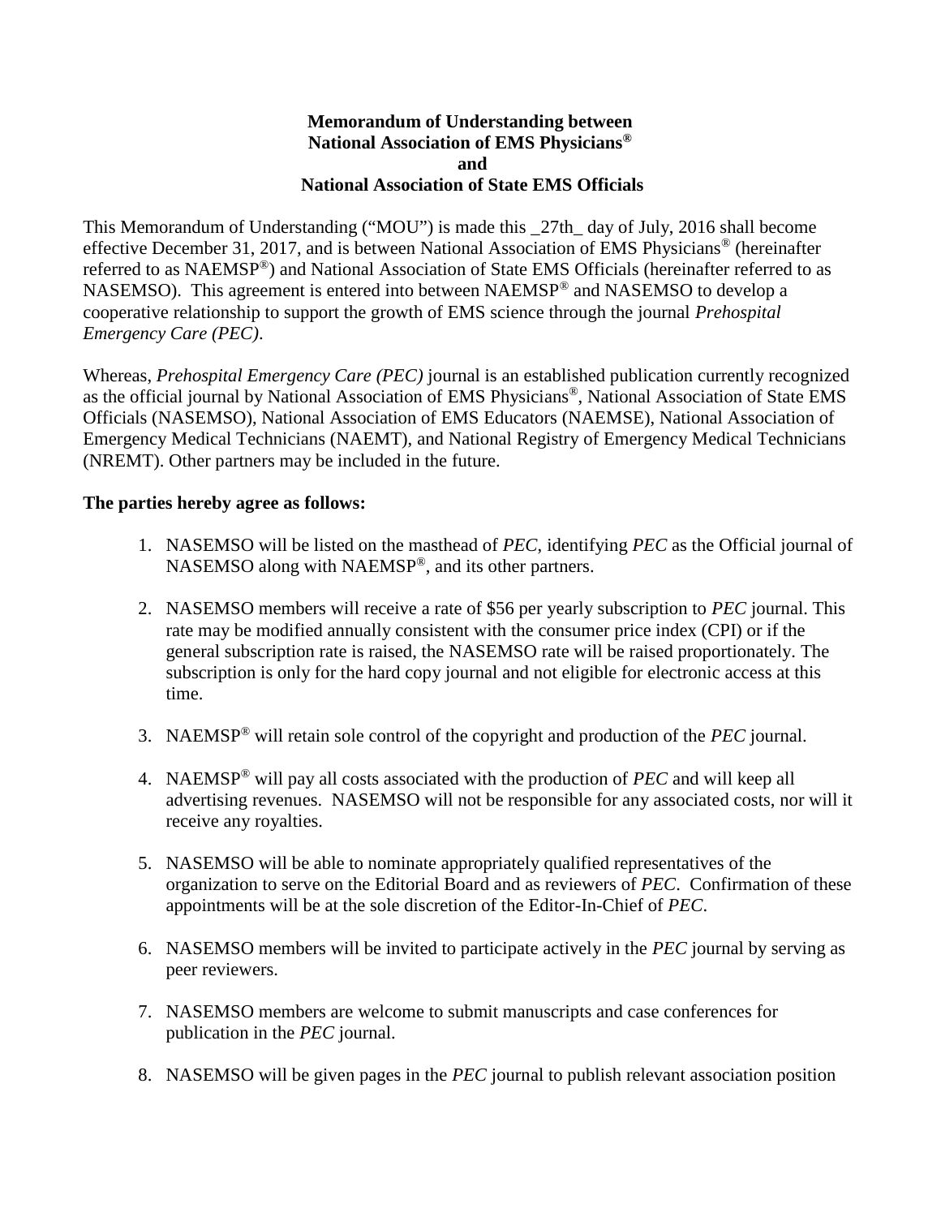**Memorandum of Understanding between**
**National Association of EMS Physicians®**
**and**
**National Association of State EMS Officials**

This Memorandum of Understanding ("MOU") is made this _27th_ day of July, 2016 shall become effective December 31, 2017, and is between National Association of EMS Physicians® (hereinafter referred to as NAEMSP®) and National Association of State EMS Officials (hereinafter referred to as NASEMSO). This agreement is entered into between NAEMSP® and NASEMSO to develop a cooperative relationship to support the growth of EMS science through the journal *Prehospital Emergency Care (PEC)*.

Whereas, *Prehospital Emergency Care (PEC)* journal is an established publication currently recognized as the official journal by National Association of EMS Physicians®, National Association of State EMS Officials (NASEMSO), National Association of EMS Educators (NAEMSE), National Association of Emergency Medical Technicians (NAEMT), and National Registry of Emergency Medical Technicians (NREMT). Other partners may be included in the future.

**The parties hereby agree as follows:**

1. NASEMSO will be listed on the masthead of *PEC*, identifying *PEC* as the Official journal of NASEMSO along with NAEMSP®, and its other partners.

2. NASEMSO members will receive a rate of $56 per yearly subscription to *PEC* journal. This rate may be modified annually consistent with the consumer price index (CPI) or if the general subscription rate is raised, the NASEMSO rate will be raised proportionately. The subscription is only for the hard copy journal and not eligible for electronic access at this time.

3. NAEMSP® will retain sole control of the copyright and production of the *PEC* journal.

4. NAEMSP® will pay all costs associated with the production of *PEC* and will keep all advertising revenues. NASEMSO will not be responsible for any associated costs, nor will it receive any royalties.

5. NASEMSO will be able to nominate appropriately qualified representatives of the organization to serve on the Editorial Board and as reviewers of *PEC*. Confirmation of these appointments will be at the sole discretion of the Editor-In-Chief of *PEC*.

6. NASEMSO members will be invited to participate actively in the *PEC* journal by serving as peer reviewers.

7. NASEMSO members are welcome to submit manuscripts and case conferences for publication in the *PEC* journal.

8. NASEMSO will be given pages in the *PEC* journal to publish relevant association position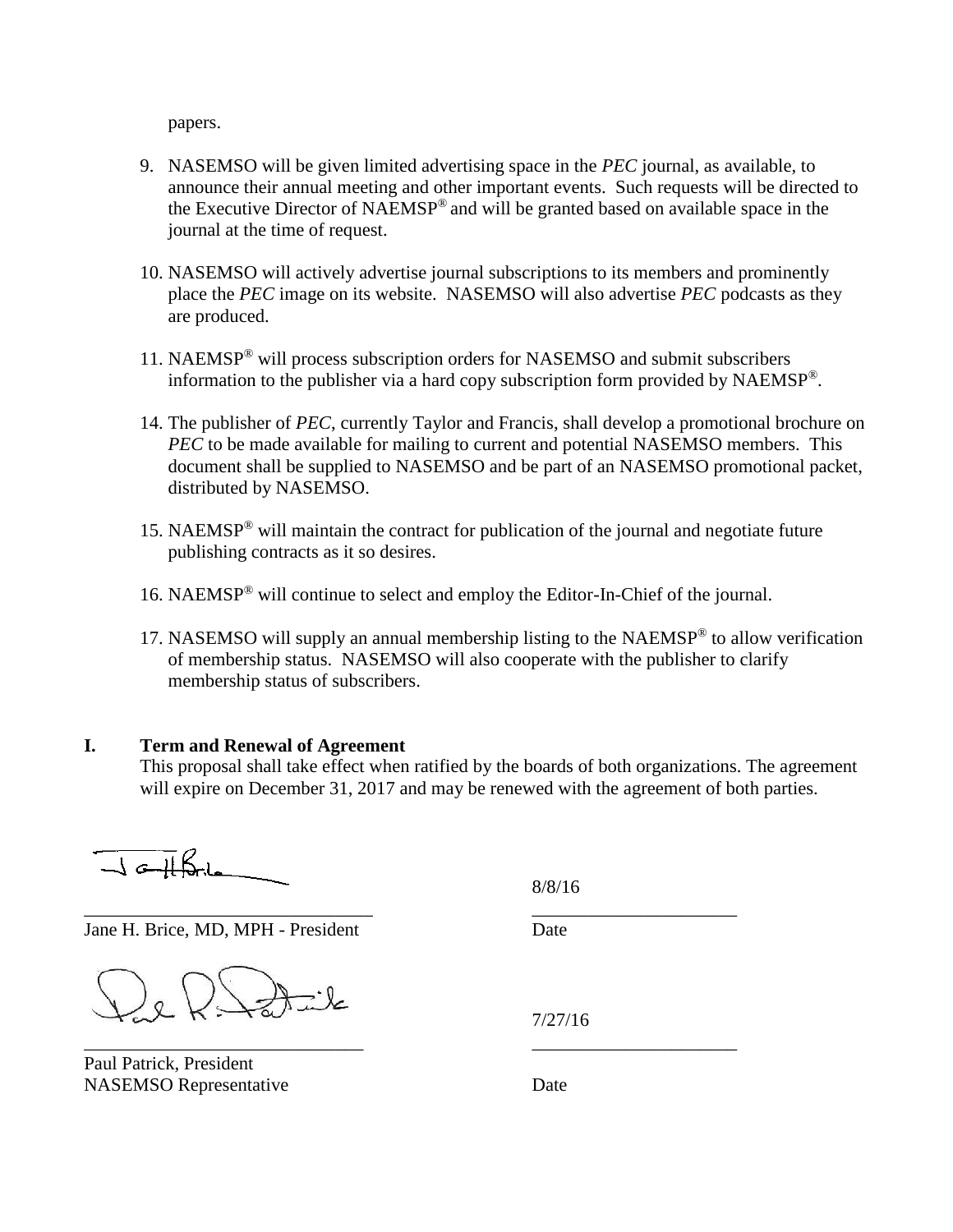papers.

9. NASEMSO will be given limited advertising space in the *PEC* journal, as available, to announce their annual meeting and other important events. Such requests will be directed to the Executive Director of NAEMSP® and will be granted based on available space in the journal at the time of request.

10. NASEMSO will actively advertise journal subscriptions to its members and prominently place the *PEC* image on its website. NASEMSO will also advertise *PEC* podcasts as they are produced.

11. NAEMSP® will process subscription orders for NASEMSO and submit subscribers information to the publisher via a hard copy subscription form provided by NAEMSP®.

14. The publisher of *PEC*, currently Taylor and Francis, shall develop a promotional brochure on *PEC* to be made available for mailing to current and potential NASEMSO members. This document shall be supplied to NASEMSO and be part of an NASEMSO promotional packet, distributed by NASEMSO.

15. NAEMSP® will maintain the contract for publication of the journal and negotiate future publishing contracts as it so desires.

16. NAEMSP® will continue to select and employ the Editor-In-Chief of the journal.

17. NASEMSO will supply an annual membership listing to the NAEMSP® to allow verification of membership status. NASEMSO will also cooperate with the publisher to clarify membership status of subscribers.

## I. Term and Renewal of Agreement

This proposal shall take effect when ratified by the boards of both organizations. The agreement will expire on December 31, 2017 and may be renewed with the agreement of both parties.

| | |
|---|---|
| _______________________________ | 8/8/16 |
| Jane H. Brice, MD, MPH - President | Date |
| _______________________________ | 7/27/16 |
| Paul Patrick, President<br>NASEMSO Representative | Date |